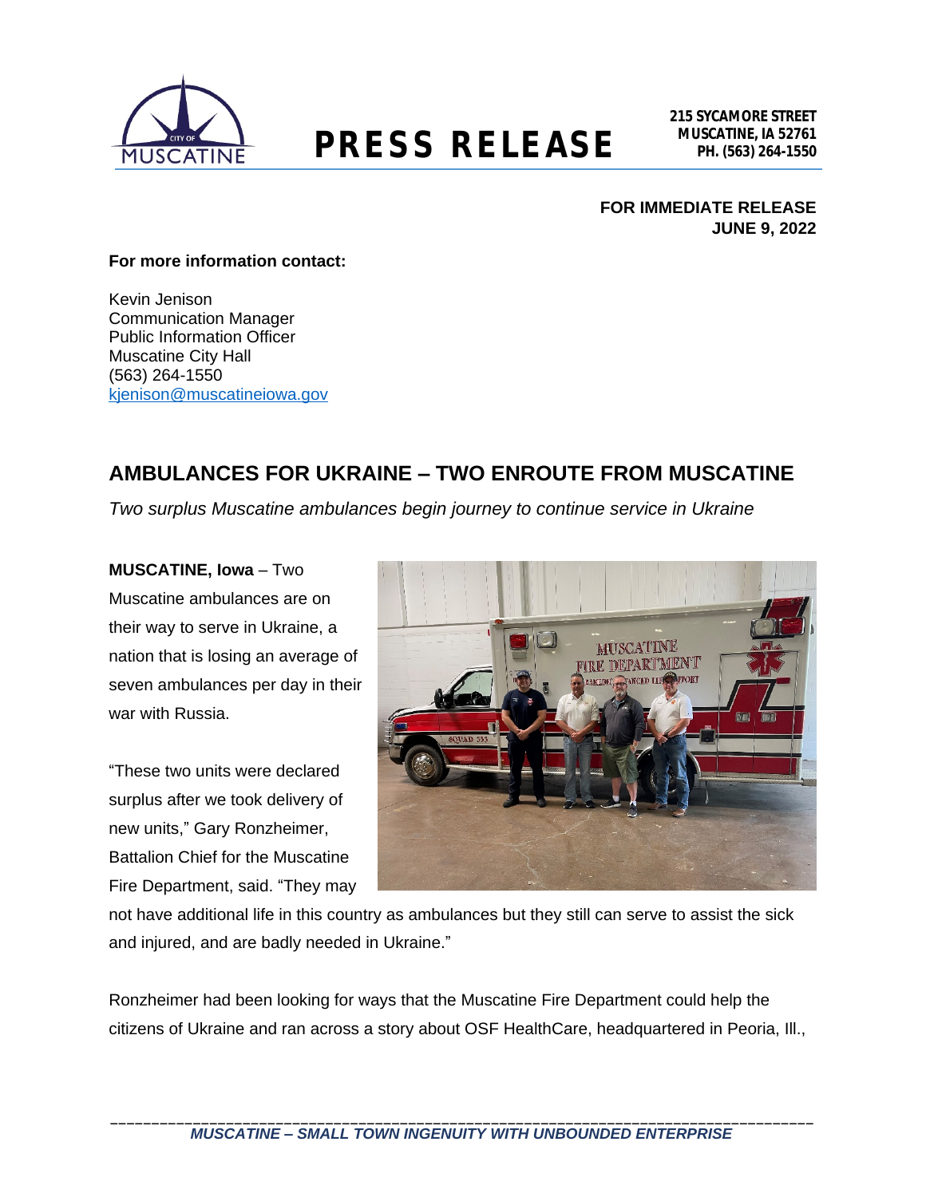# PRESS RELEASE

**215 SYCAMORE STREET**
**MUSCATINE, IA 52761**
**PH. (563) 264-1550**

**FOR IMMEDIATE RELEASE**
**JUNE 9, 2022**

**For more information contact:**

Kevin Jenison
Communication Manager
Public Information Officer
Muscatine City Hall
(563) 264-1550
kjenison@muscatineiowa.gov

## AMBULANCES FOR UKRAINE – TWO ENROUTE FROM MUSCATINE

*Two surplus Muscatine ambulances begin journey to continue service in Ukraine*

**MUSCATINE, Iowa** – Two Muscatine ambulances are on their way to serve in Ukraine, a nation that is losing an average of seven ambulances per day in their war with Russia.

"These two units were declared surplus after we took delivery of new units," Gary Ronzheimer, Battalion Chief for the Muscatine Fire Department, said. "They may not have additional life in this country as ambulances but they still can serve to assist the sick and injured, and are badly needed in Ukraine."

Ronzheimer had been looking for ways that the Muscatine Fire Department could help the citizens of Ukraine and ran across a story about OSF HealthCare, headquartered in Peoria, Ill.,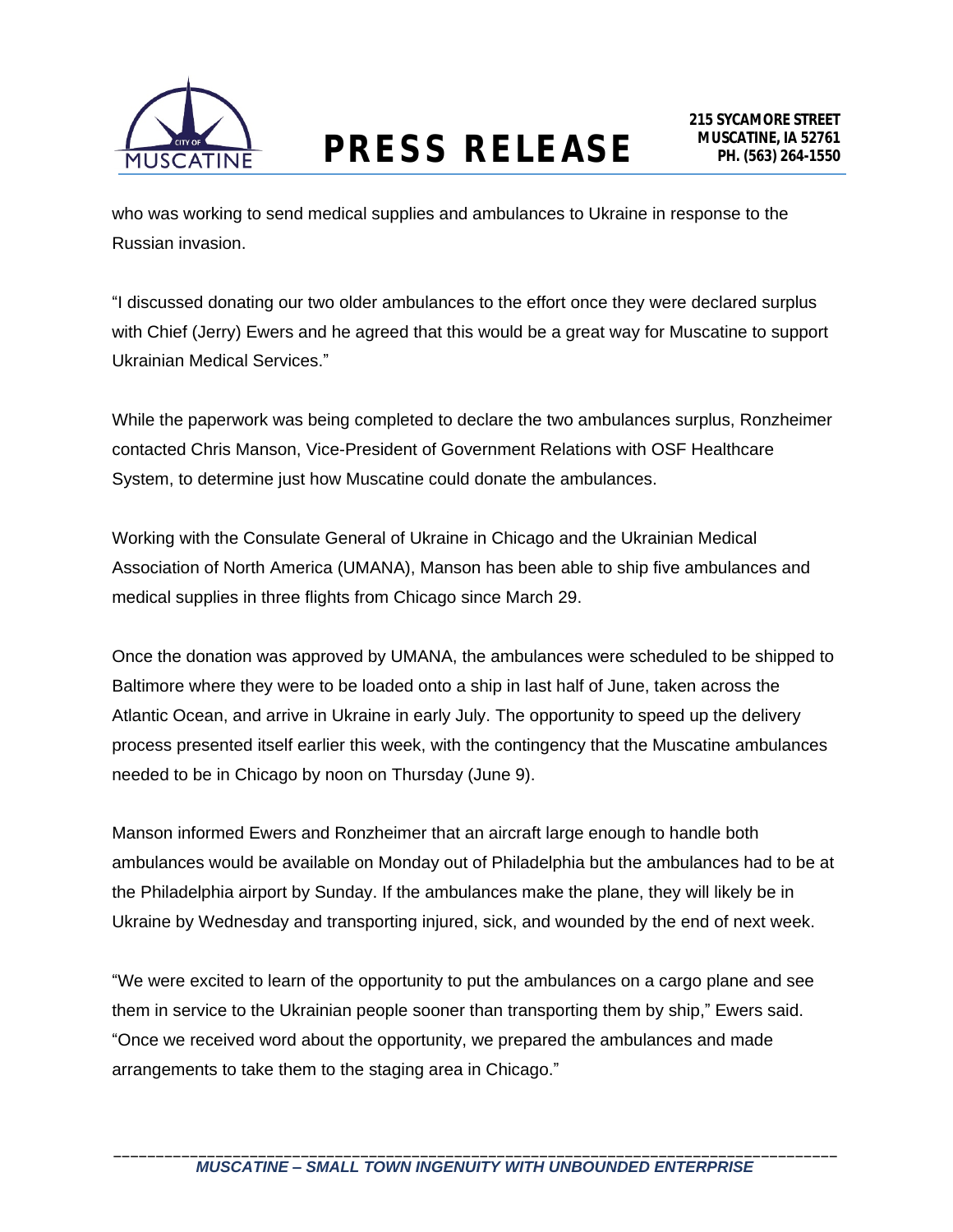who was working to send medical supplies and ambulances to Ukraine in response to the Russian invasion.

"I discussed donating our two older ambulances to the effort once they were declared surplus with Chief (Jerry) Ewers and he agreed that this would be a great way for Muscatine to support Ukrainian Medical Services."

While the paperwork was being completed to declare the two ambulances surplus, Ronzheimer contacted Chris Manson, Vice-President of Government Relations with OSF Healthcare System, to determine just how Muscatine could donate the ambulances.

Working with the Consulate General of Ukraine in Chicago and the Ukrainian Medical Association of North America (UMANA), Manson has been able to ship five ambulances and medical supplies in three flights from Chicago since March 29.

Once the donation was approved by UMANA, the ambulances were scheduled to be shipped to Baltimore where they were to be loaded onto a ship in last half of June, taken across the Atlantic Ocean, and arrive in Ukraine in early July. The opportunity to speed up the delivery process presented itself earlier this week, with the contingency that the Muscatine ambulances needed to be in Chicago by noon on Thursday (June 9).

Manson informed Ewers and Ronzheimer that an aircraft large enough to handle both ambulances would be available on Monday out of Philadelphia but the ambulances had to be at the Philadelphia airport by Sunday. If the ambulances make the plane, they will likely be in Ukraine by Wednesday and transporting injured, sick, and wounded by the end of next week.

"We were excited to learn of the opportunity to put the ambulances on a cargo plane and see them in service to the Ukrainian people sooner than transporting them by ship," Ewers said. "Once we received word about the opportunity, we prepared the ambulances and made arrangements to take them to the staging area in Chicago."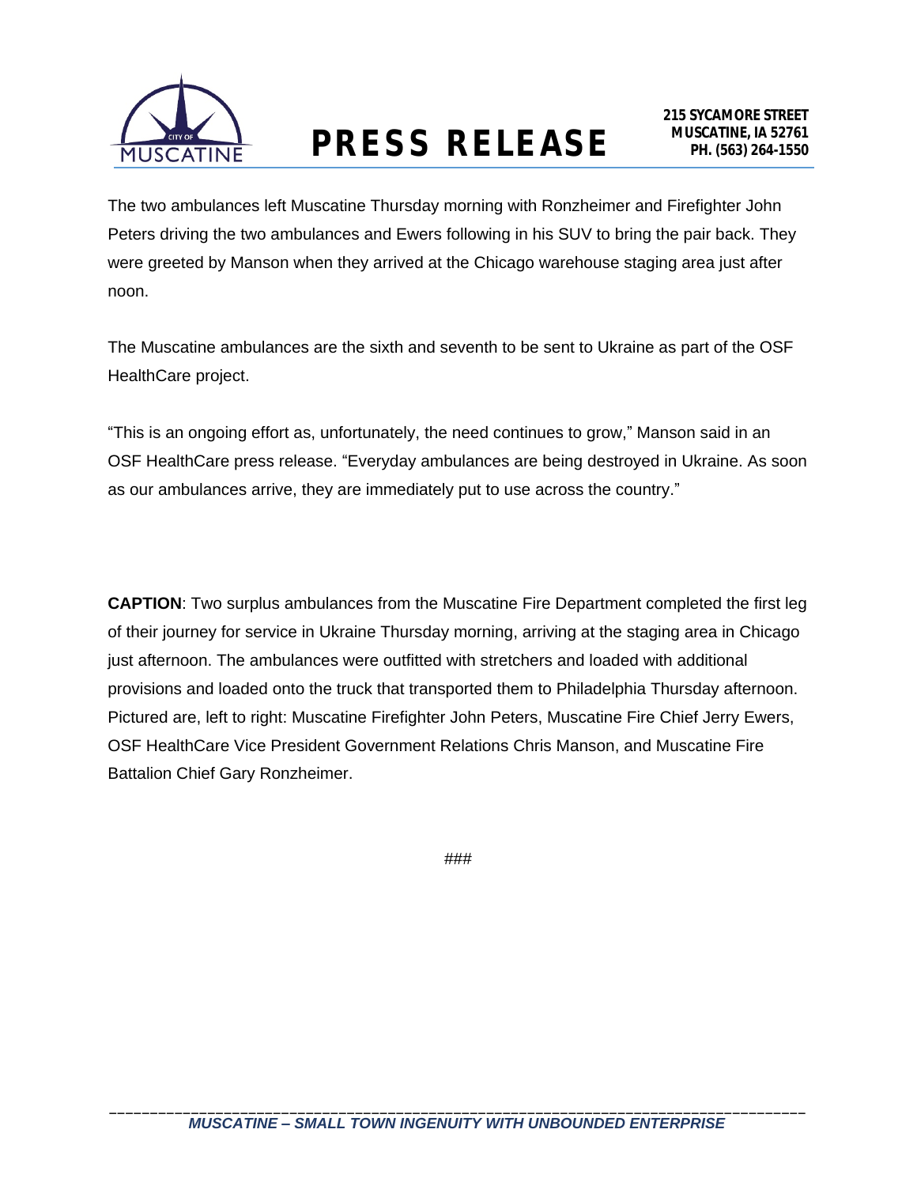The two ambulances left Muscatine Thursday morning with Ronzheimer and Firefighter John Peters driving the two ambulances and Ewers following in his SUV to bring the pair back. They were greeted by Manson when they arrived at the Chicago warehouse staging area just after noon.

The Muscatine ambulances are the sixth and seventh to be sent to Ukraine as part of the OSF HealthCare project.

"This is an ongoing effort as, unfortunately, the need continues to grow," Manson said in an OSF HealthCare press release. "Everyday ambulances are being destroyed in Ukraine. As soon as our ambulances arrive, they are immediately put to use across the country."

**CAPTION**: Two surplus ambulances from the Muscatine Fire Department completed the first leg of their journey for service in Ukraine Thursday morning, arriving at the staging area in Chicago just afternoon. The ambulances were outfitted with stretchers and loaded with additional provisions and loaded onto the truck that transported them to Philadelphia Thursday afternoon. Pictured are, left to right: Muscatine Firefighter John Peters, Muscatine Fire Chief Jerry Ewers, OSF HealthCare Vice President Government Relations Chris Manson, and Muscatine Fire Battalion Chief Gary Ronzheimer.

###